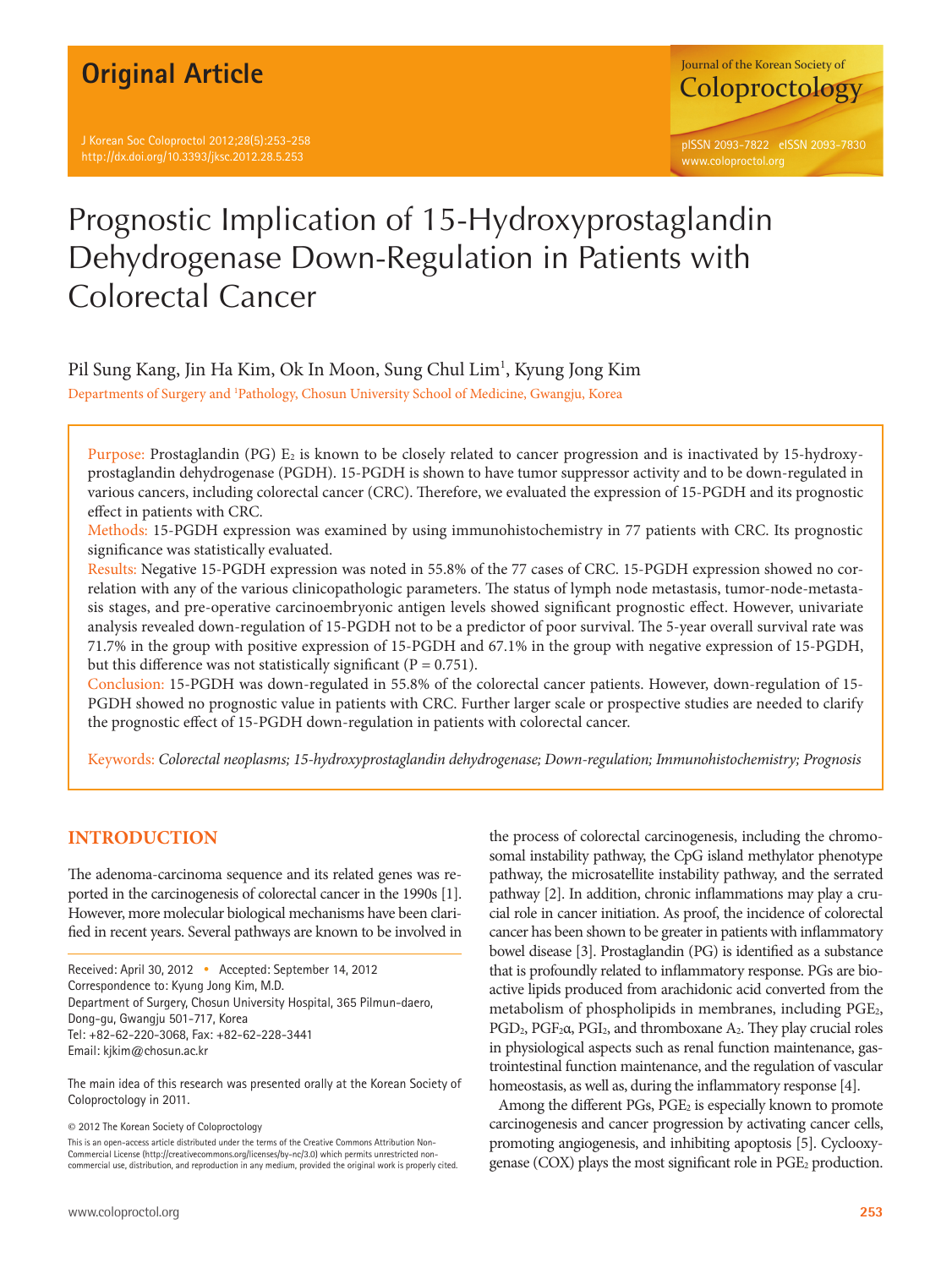Original Article

# Prognostic Implication of 15-Hydroxyprostaglandin Dehydrogenase Down-Regulation in Patients with Colorectal Cancer

Pil Sung Kang, Jin Ha Kim, Ok In Moon, Sung Chul Lim[1], Kyung Jong Kim

Departments of Surgery and [1]Pathology, Chosun University School of Medicine, Gwangju, Korea

Purpose: Prostaglandin (PG) $E_2$ is known to be closely related to cancer progression and is inactivated by 15-hydroxyprostaglandin dehydrogenase (PGDH). 15-PGDH is shown to have tumor suppressor activity and to be down-regulated in various cancers, including colorectal cancer (CRC). Therefore, we evaluated the expression of 15-PGDH and its prognostic effect in patients with CRC.

Methods: 15-PGDH expression was examined by using immunohistochemistry in 77 patients with CRC. Its prognostic significance was statistically evaluated.

Results: Negative 15-PGDH expression was noted in 55.8% of the 77 cases of CRC. 15-PGDH expression showed no correlation with any of the various clinicopathologic parameters. The status of lymph node metastasis, tumor-node-metastasis stages, and pre-operative carcinoembryonic antigen levels showed significant prognostic effect. However, univariate analysis revealed down-regulation of 15-PGDH not to be a predictor of poor survival. The 5-year overall survival rate was 71.7% in the group with positive expression of 15-PGDH and 67.1% in the group with negative expression of 15-PGDH, but this difference was not statistically significant ($P = 0.751$).

Conclusion: 15-PGDH was down-regulated in 55.8% of the colorectal cancer patients. However, down-regulation of 15-PGDH showed no prognostic value in patients with CRC. Further larger scale or prospective studies are needed to clarify the prognostic effect of 15-PGDH down-regulation in patients with colorectal cancer.

Keywords: *Colorectal neoplasms; 15-hydroxyprostaglandin dehydrogenase; Down-regulation; Immunohistochemistry; Prognosis*

## INTRODUCTION

The adenoma-carcinoma sequence and its related genes was reported in the carcinogenesis of colorectal cancer in the 1990s [1]. However, more molecular biological mechanisms have been clarified in recent years. Several pathways are known to be involved in the process of colorectal carcinogenesis, including the chromosomal instability pathway, the CpG island methylator phenotype pathway, the microsatellite instability pathway, and the serrated pathway [2]. In addition, chronic inflammations may play a crucial role in cancer initiation. As proof, the incidence of colorectal cancer has been shown to be greater in patients with inflammatory bowel disease [3]. Prostaglandin (PG) is identified as a substance that is profoundly related to inflammatory response. PGs are bioactive lipids produced from arachidonic acid converted from the metabolism of phospholipids in membranes, including $PGE_2$, $PGD_2$, $PGF_{2}\alpha$, $PGI_2$, and thromboxane $A_2$. They play crucial roles in physiological aspects such as renal function maintenance, gastrointestinal function maintenance, and the regulation of vascular homeostasis, as well as, during the inflammatory response [4].

Among the different PGs, $PGE_2$ is especially known to promote carcinogenesis and cancer progression by activating cancer cells, promoting angiogenesis, and inhibiting apoptosis [5]. Cyclooxygenase (COX) plays the most significant role in $PGE_2$ production.

Received: April 30, 2012 • Accepted: September 14, 2012
Correspondence to: Kyung Jong Kim, M.D.
Department of Surgery, Chosun University Hospital, 365 Pilmun-daero, Dong-gu, Gwangju 501-717, Korea
Tel: +82-62-220-3068, Fax: +82-62-228-3441
Email: kjkim@chosun.ac.kr

The main idea of this research was presented orally at the Korean Society of Coloproctology in 2011.

© 2012 The Korean Society of Coloproctology

This is an open-access article distributed under the terms of the Creative Commons Attribution Non-Commercial License (http://creativecommons.org/licenses/by-nc/3.0) which permits unrestricted non-commercial use, distribution, and reproduction in any medium, provided the original work is properly cited.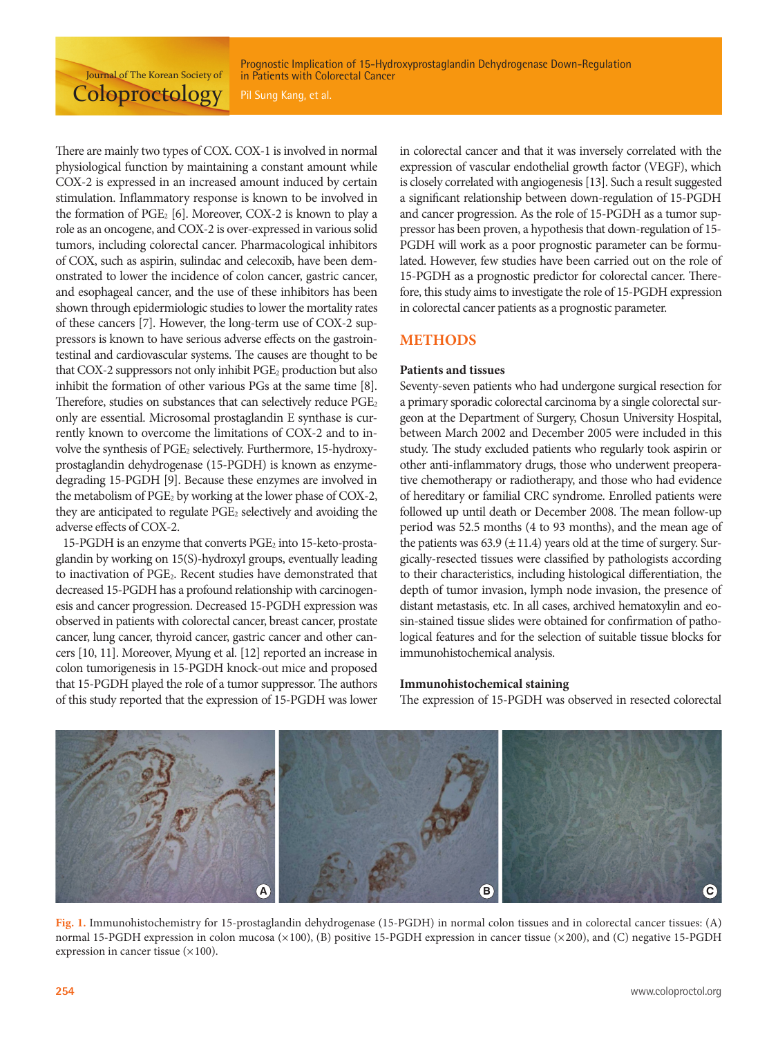There are mainly two types of COX. COX-1 is involved in normal physiological function by maintaining a constant amount while COX-2 is expressed in an increased amount induced by certain stimulation. Inflammatory response is known to be involved in the formation of $PGE_2$ [6]. Moreover, COX-2 is known to play a role as an oncogene, and COX-2 is over-expressed in various solid tumors, including colorectal cancer. Pharmacological inhibitors of COX, such as aspirin, sulindac and celecoxib, have been demonstrated to lower the incidence of colon cancer, gastric cancer, and esophageal cancer, and the use of these inhibitors has been shown through epidemiologic studies to lower the mortality rates of these cancers [7]. However, the long-term use of COX-2 suppressors is known to have serious adverse effects on the gastrointestinal and cardiovascular systems. The causes are thought to be that COX-2 suppressors not only inhibit $PGE_2$ production but also inhibit the formation of other various PGs at the same time [8]. Therefore, studies on substances that can selectively reduce $PGE_2$ only are essential. Microsomal prostaglandin E synthase is currently known to overcome the limitations of COX-2 and to involve the synthesis of $PGE_2$ selectively. Furthermore, 15-hydroxyprostaglandin dehydrogenase (15-PGDH) is known as enzyme-degrading 15-PGDH [9]. Because these enzymes are involved in the metabolism of $PGE_2$ by working at the lower phase of COX-2, they are anticipated to regulate $PGE_2$ selectively and avoiding the adverse effects of COX-2.

15-PGDH is an enzyme that converts $PGE_2$ into 15-keto-prostaglandin by working on 15(S)-hydroxyl groups, eventually leading to inactivation of $PGE_2$. Recent studies have demonstrated that decreased 15-PGDH has a profound relationship with carcinogenesis and cancer progression. Decreased 15-PGDH expression was observed in patients with colorectal cancer, breast cancer, prostate cancer, lung cancer, thyroid cancer, gastric cancer and other cancers [10, 11]. Moreover, Myung et al. [12] reported an increase in colon tumorigenesis in 15-PGDH knock-out mice and proposed that 15-PGDH played the role of a tumor suppressor. The authors of this study reported that the expression of 15-PGDH was lower in colorectal cancer and that it was inversely correlated with the expression of vascular endothelial growth factor (VEGF), which is closely correlated with angiogenesis [13]. Such a result suggested a significant relationship between down-regulation of 15-PGDH and cancer progression. As the role of 15-PGDH as a tumor suppressor has been proven, a hypothesis that down-regulation of 15-PGDH will work as a poor prognostic parameter can be formulated. However, few studies have been carried out on the role of 15-PGDH as a prognostic predictor for colorectal cancer. Therefore, this study aims to investigate the role of 15-PGDH expression in colorectal cancer patients as a prognostic parameter.

## METHODS

### Patients and tissues

Seventy-seven patients who had undergone surgical resection for a primary sporadic colorectal carcinoma by a single colorectal surgeon at the Department of Surgery, Chosun University Hospital, between March 2002 and December 2005 were included in this study. The study excluded patients who regularly took aspirin or other anti-inflammatory drugs, those who underwent preoperative chemotherapy or radiotherapy, and those who had evidence of hereditary or familial CRC syndrome. Enrolled patients were followed up until death or December 2008. The mean follow-up period was 52.5 months (4 to 93 months), and the mean age of the patients was 63.9 (±11.4) years old at the time of surgery. Surgically-resected tissues were classified by pathologists according to their characteristics, including histological differentiation, the depth of tumor invasion, lymph node invasion, the presence of distant metastasis, etc. In all cases, archived hematoxylin and eosin-stained tissue slides were obtained for confirmation of pathological features and for the selection of suitable tissue blocks for immunohistochemical analysis.

### Immunohistochemical staining

The expression of 15-PGDH was observed in resected colorectal

**Fig. 1.** Immunohistochemistry for 15-prostaglandin dehydrogenase (15-PGDH) in normal colon tissues and in colorectal cancer tissues: (A) normal 15-PGDH expression in colon mucosa (×100), (B) positive 15-PGDH expression in cancer tissue (×200), and (C) negative 15-PGDH expression in cancer tissue (×100).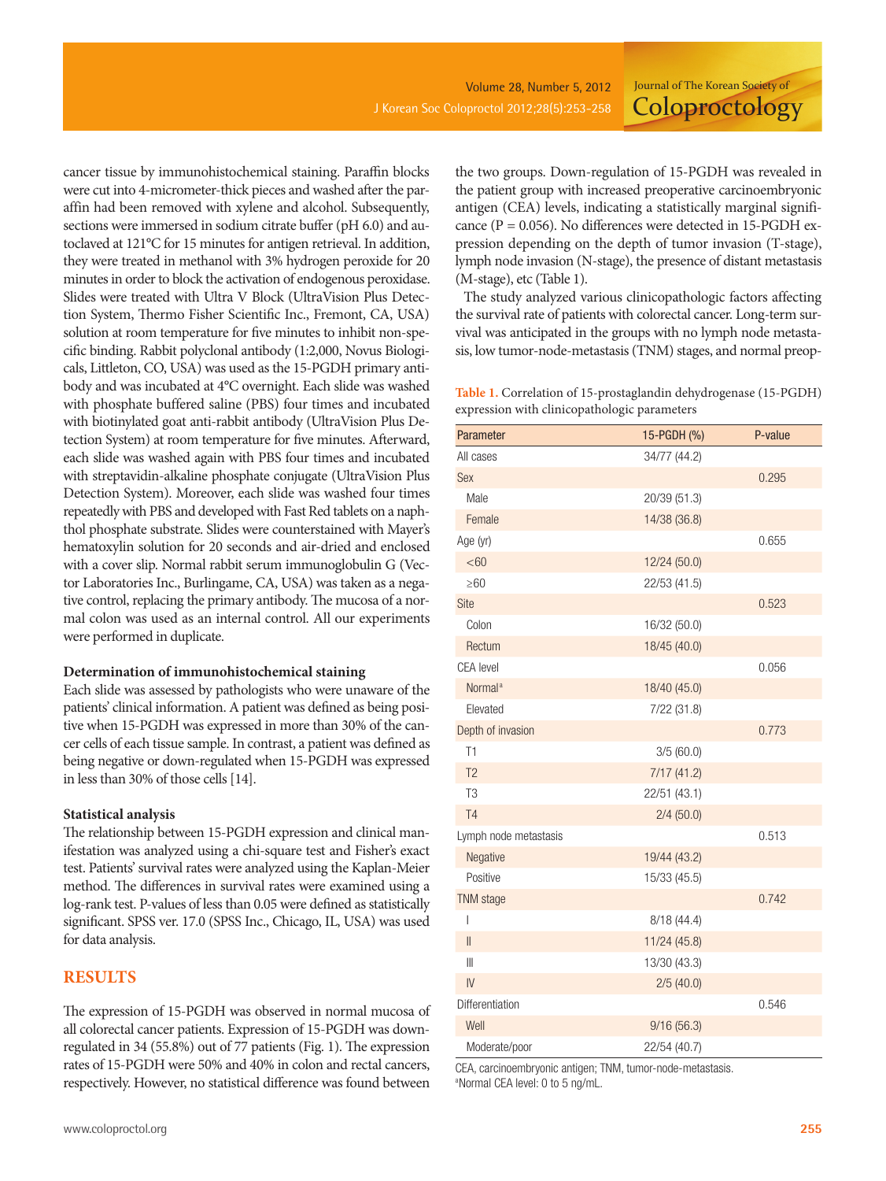cancer tissue by immunohistochemical staining. Paraffin blocks were cut into 4-micrometer-thick pieces and washed after the paraffin had been removed with xylene and alcohol. Subsequently, sections were immersed in sodium citrate buffer (pH 6.0) and autoclaved at 121°C for 15 minutes for antigen retrieval. In addition, they were treated in methanol with 3% hydrogen peroxide for 20 minutes in order to block the activation of endogenous peroxidase. Slides were treated with Ultra V Block (UltraVision Plus Detection System, Thermo Fisher Scientific Inc., Fremont, CA, USA) solution at room temperature for five minutes to inhibit non-specific binding. Rabbit polyclonal antibody (1:2,000, Novus Biologicals, Littleton, CO, USA) was used as the 15-PGDH primary antibody and was incubated at 4°C overnight. Each slide was washed with phosphate buffered saline (PBS) four times and incubated with biotinylated goat anti-rabbit antibody (UltraVision Plus Detection System) at room temperature for five minutes. Afterward, each slide was washed again with PBS four times and incubated with streptavidin-alkaline phosphate conjugate (UltraVision Plus Detection System). Moreover, each slide was washed four times repeatedly with PBS and developed with Fast Red tablets on a naphthol phosphate substrate. Slides were counterstained with Mayer's hematoxylin solution for 20 seconds and air-dried and enclosed with a cover slip. Normal rabbit serum immunoglobulin G (Vector Laboratories Inc., Burlingame, CA, USA) was taken as a negative control, replacing the primary antibody. The mucosa of a normal colon was used as an internal control. All our experiments were performed in duplicate.

**Determination of immunohistochemical staining**

Each slide was assessed by pathologists who were unaware of the patients' clinical information. A patient was defined as being positive when 15-PGDH was expressed in more than 30% of the cancer cells of each tissue sample. In contrast, a patient was defined as being negative or down-regulated when 15-PGDH was expressed in less than 30% of those cells [14].

**Statistical analysis**

The relationship between 15-PGDH expression and clinical manifestation was analyzed using a chi-square test and Fisher's exact test. Patients' survival rates were analyzed using the Kaplan-Meier method. The differences in survival rates were examined using a log-rank test. P-values of less than 0.05 were defined as statistically significant. SPSS ver. 17.0 (SPSS Inc., Chicago, IL, USA) was used for data analysis.

## RESULTS

The expression of 15-PGDH was observed in normal mucosa of all colorectal cancer patients. Expression of 15-PGDH was down-regulated in 34 (55.8%) out of 77 patients (Fig. 1). The expression rates of 15-PGDH were 50% and 40% in colon and rectal cancers, respectively. However, no statistical difference was found between the two groups. Down-regulation of 15-PGDH was revealed in the patient group with increased preoperative carcinoembryonic antigen (CEA) levels, indicating a statistically marginal significance (P = 0.056). No differences were detected in 15-PGDH expression depending on the depth of tumor invasion (T-stage), lymph node invasion (N-stage), the presence of distant metastasis (M-stage), etc (Table 1).

The study analyzed various clinicopathologic factors affecting the survival rate of patients with colorectal cancer. Long-term survival was anticipated in the groups with no lymph node metastasis, low tumor-node-metastasis (TNM) stages, and normal preop-

**Table 1.** Correlation of 15-prostaglandin dehydrogenase (15-PGDH) expression with clinicopathologic parameters

| Parameter | 15-PGDH (%) | P-value |
|---|---|---|
| All cases | 34/77 (44.2) | |
| Sex | | 0.295 |
| Male | 20/39 (51.3) | |
| Female | 14/38 (36.8) | |
| Age (yr) | | 0.655 |
| <60 | 12/24 (50.0) | |
| ≥60 | 22/53 (41.5) | |
| Site | | 0.523 |
| Colon | 16/32 (50.0) | |
| Rectum | 18/45 (40.0) | |
| CEA level | | 0.056 |
| Normal[a] | 18/40 (45.0) | |
| Elevated | 7/22 (31.8) | |
| Depth of invasion | | 0.773 |
| T1 | 3/5 (60.0) | |
| T2 | 7/17 (41.2) | |
| T3 | 22/51 (43.1) | |
| T4 | 2/4 (50.0) | |
| Lymph node metastasis | | 0.513 |
| Negative | 19/44 (43.2) | |
| Positive | 15/33 (45.5) | |
| TNM stage | | 0.742 |
| I | 8/18 (44.4) | |
| II | 11/24 (45.8) | |
| III | 13/30 (43.3) | |
| IV | 2/5 (40.0) | |
| Differentiation | | 0.546 |
| Well | 9/16 (56.3) | |
| Moderate/poor | 22/54 (40.7) | |

CEA, carcinoembryonic antigen; TNM, tumor-node-metastasis.
[a]Normal CEA level: 0 to 5 ng/mL.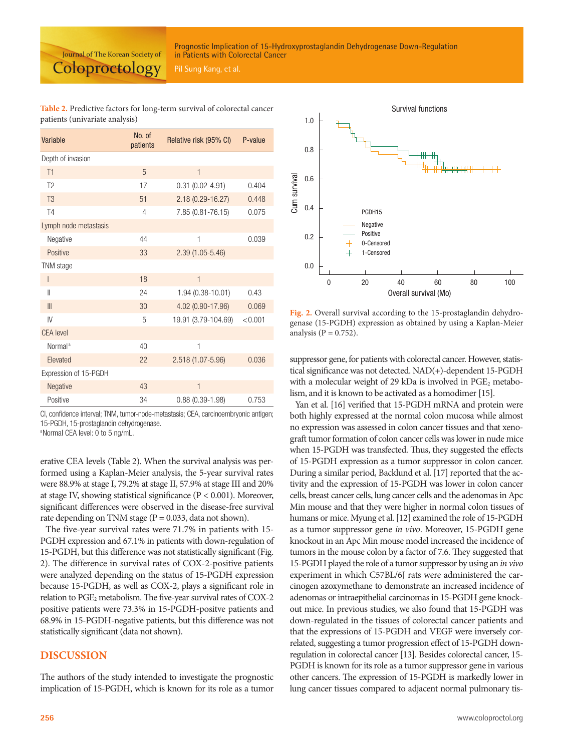**Table 2.** Predictive factors for long-term survival of colorectal cancer patients (univariate analysis)

| Variable | No. of patients | Relative risk (95% CI) | P-value |
|---|---|---|---|
| Depth of invasion | | | |
| T1 | 5 | 1 | |
| T2 | 17 | 0.31 (0.02-4.91) | 0.404 |
| T3 | 51 | 2.18 (0.29-16.27) | 0.448 |
| T4 | 4 | 7.85 (0.81-76.15) | 0.075 |
| Lymph node metastasis | | | |
| Negative | 44 | 1 | 0.039 |
| Positive | 33 | 2.39 (1.05-5.46) | |
| TNM stage | | | |
| I | 18 | 1 | |
| II | 24 | 1.94 (0.38-10.01) | 0.43 |
| III | 30 | 4.02 (0.90-17.96) | 0.069 |
| IV | 5 | 19.91 (3.79-104.69) | <0.001 |
| CEA level | | | |
| Normal[a] | 40 | 1 | |
| Elevated | 22 | 2.518 (1.07-5.96) | 0.036 |
| Expression of 15-PGDH | | | |
| Negative | 43 | 1 | |
| Positive | 34 | 0.88 (0.39-1.98) | 0.753 |

CI, confidence interval; TNM, tumor-node-metastasis; CEA, carcinoembryonic antigen; 15-PGDH, 15-prostaglandin dehydrogenase.
[a]Normal CEA level: 0 to 5 ng/mL.

erative CEA levels (Table 2). When the survival analysis was performed using a Kaplan-Meier analysis, the 5-year survival rates were 88.9% at stage I, 79.2% at stage II, 57.9% at stage III and 20% at stage IV, showing statistical significance ($P < 0.001$). Moreover, significant differences were observed in the disease-free survival rate depending on TNM stage ($P = 0.033$, data not shown).

The five-year survival rates were 71.7% in patients with 15-PGDH expression and 67.1% in patients with down-regulation of 15-PGDH, but this difference was not statistically significant (Fig. 2). The difference in survival rates of COX-2-positive patients were analyzed depending on the status of 15-PGDH expression because 15-PGDH, as well as COX-2, plays a significant role in relation to $PGE_2$ metabolism. The five-year survival rates of COX-2 positive patients were 73.3% in 15-PGDH-positve patients and 68.9% in 15-PGDH-negative patients, but this difference was not statistically significant (data not shown).

**Fig. 2.** Overall survival according to the 15-prostaglandin dehydrogenase (15-PGDH) expression as obtained by using a Kaplan-Meier analysis ($P = 0.752$).

## DISCUSSION

The authors of the study intended to investigate the prognostic implication of 15-PGDH, which is known for its role as a tumor suppressor gene, for patients with colorectal cancer. However, statistical significance was not detected. NAD(+)-dependent 15-PGDH with a molecular weight of 29 kDa is involved in $PGE_2$ metabolism, and it is known to be activated as a homodimer [15].

Yan et al. [16] verified that 15-PGDH mRNA and protein were both highly expressed at the normal colon mucosa while almost no expression was assessed in colon cancer tissues and that xenograft tumor formation of colon cancer cells was lower in nude mice when 15-PGDH was transfected. Thus, they suggested the effects of 15-PGDH expression as a tumor suppressor in colon cancer. During a similar period, Backlund et al. [17] reported that the activity and the expression of 15-PGDH was lower in colon cancer cells, breast cancer cells, lung cancer cells and the adenomas in Apc Min mouse and that they were higher in normal colon tissues of humans or mice. Myung et al. [12] examined the role of 15-PGDH as a tumor suppressor gene *in vivo*. Moreover, 15-PGDH gene knockout in an Apc Min mouse model increased the incidence of tumors in the mouse colon by a factor of 7.6. They suggested that 15-PGDH played the role of a tumor suppressor by using an *in vivo* experiment in which C57BL/6J rats were administered the carcinogen azoxymethane to demonstrate an increased incidence of adenomas or intraepithelial carcinomas in 15-PGDH gene knockout mice. In previous studies, we also found that 15-PGDH was down-regulated in the tissues of colorectal cancer patients and that the expressions of 15-PGDH and VEGF were inversely correlated, suggesting a tumor progression effect of 15-PGDH down-regulation in colorectal cancer [13]. Besides colorectal cancer, 15-PGDH is known for its role as a tumor suppressor gene in various other cancers. The expression of 15-PGDH is markedly lower in lung cancer tissues compared to adjacent normal pulmonary tis-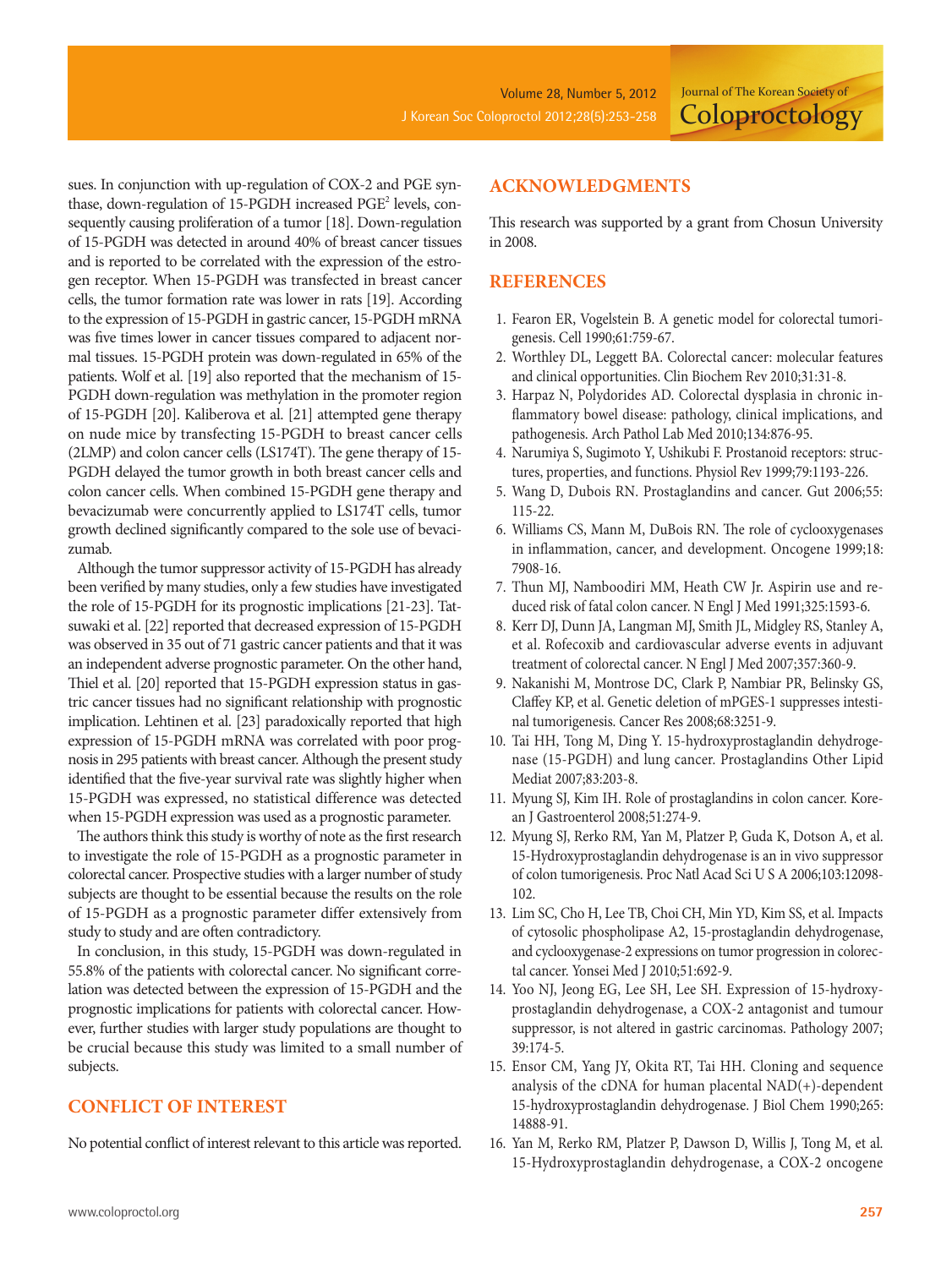sues. In conjunction with up-regulation of COX-2 and PGE synthase, down-regulation of 15-PGDH increased $PGE^2$ levels, consequently causing proliferation of a tumor [18]. Down-regulation of 15-PGDH was detected in around 40% of breast cancer tissues and is reported to be correlated with the expression of the estrogen receptor. When 15-PGDH was transfected in breast cancer cells, the tumor formation rate was lower in rats [19]. According to the expression of 15-PGDH in gastric cancer, 15-PGDH mRNA was five times lower in cancer tissues compared to adjacent normal tissues. 15-PGDH protein was down-regulated in 65% of the patients. Wolf et al. [19] also reported that the mechanism of 15-PGDH down-regulation was methylation in the promoter region of 15-PGDH [20]. Kaliberova et al. [21] attempted gene therapy on nude mice by transfecting 15-PGDH to breast cancer cells (2LMP) and colon cancer cells (LS174T). The gene therapy of 15-PGDH delayed the tumor growth in both breast cancer cells and colon cancer cells. When combined 15-PGDH gene therapy and bevacizumab were concurrently applied to LS174T cells, tumor growth declined significantly compared to the sole use of bevacizumab.

Although the tumor suppressor activity of 15-PGDH has already been verified by many studies, only a few studies have investigated the role of 15-PGDH for its prognostic implications [21-23]. Tatsuwaki et al. [22] reported that decreased expression of 15-PGDH was observed in 35 out of 71 gastric cancer patients and that it was an independent adverse prognostic parameter. On the other hand, Thiel et al. [20] reported that 15-PGDH expression status in gastric cancer tissues had no significant relationship with prognostic implication. Lehtinen et al. [23] paradoxically reported that high expression of 15-PGDH mRNA was correlated with poor prognosis in 295 patients with breast cancer. Although the present study identified that the five-year survival rate was slightly higher when 15-PGDH was expressed, no statistical difference was detected when 15-PGDH expression was used as a prognostic parameter.

The authors think this study is worthy of note as the first research to investigate the role of 15-PGDH as a prognostic parameter in colorectal cancer. Prospective studies with a larger number of study subjects are thought to be essential because the results on the role of 15-PGDH as a prognostic parameter differ extensively from study to study and are often contradictory.

In conclusion, in this study, 15-PGDH was down-regulated in 55.8% of the patients with colorectal cancer. No significant correlation was detected between the expression of 15-PGDH and the prognostic implications for patients with colorectal cancer. However, further studies with larger study populations are thought to be crucial because this study was limited to a small number of subjects.

## CONFLICT OF INTEREST

No potential conflict of interest relevant to this article was reported.

## ACKNOWLEDGMENTS

This research was supported by a grant from Chosun University in 2008.

## REFERENCES

1. Fearon ER, Vogelstein B. A genetic model for colorectal tumorigenesis. Cell 1990;61:759-67.
2. Worthley DL, Leggett BA. Colorectal cancer: molecular features and clinical opportunities. Clin Biochem Rev 2010;31:31-8.
3. Harpaz N, Polydorides AD. Colorectal dysplasia in chronic inflammatory bowel disease: pathology, clinical implications, and pathogenesis. Arch Pathol Lab Med 2010;134:876-95.
4. Narumiya S, Sugimoto Y, Ushikubi F. Prostanoid receptors: structures, properties, and functions. Physiol Rev 1999;79:1193-226.
5. Wang D, Dubois RN. Prostaglandins and cancer. Gut 2006;55:115-22.
6. Williams CS, Mann M, DuBois RN. The role of cyclooxygenases in inflammation, cancer, and development. Oncogene 1999;18:7908-16.
7. Thun MJ, Namboodiri MM, Heath CW Jr. Aspirin use and reduced risk of fatal colon cancer. N Engl J Med 1991;325:1593-6.
8. Kerr DJ, Dunn JA, Langman MJ, Smith JL, Midgley RS, Stanley A, et al. Rofecoxib and cardiovascular adverse events in adjuvant treatment of colorectal cancer. N Engl J Med 2007;357:360-9.
9. Nakanishi M, Montrose DC, Clark P, Nambiar PR, Belinsky GS, Claffey KP, et al. Genetic deletion of mPGES-1 suppresses intestinal tumorigenesis. Cancer Res 2008;68:3251-9.
10. Tai HH, Tong M, Ding Y. 15-hydroxyprostaglandin dehydrogenase (15-PGDH) and lung cancer. Prostaglandins Other Lipid Mediat 2007;83:203-8.
11. Myung SJ, Kim IH. Role of prostaglandins in colon cancer. Korean J Gastroenterol 2008;51:274-9.
12. Myung SJ, Rerko RM, Yan M, Platzer P, Guda K, Dotson A, et al. 15-Hydroxyprostaglandin dehydrogenase is an in vivo suppressor of colon tumorigenesis. Proc Natl Acad Sci U S A 2006;103:12098-102.
13. Lim SC, Cho H, Lee TB, Choi CH, Min YD, Kim SS, et al. Impacts of cytosolic phospholipase A2, 15-prostaglandin dehydrogenase, and cyclooxygenase-2 expressions on tumor progression in colorectal cancer. Yonsei Med J 2010;51:692-9.
14. Yoo NJ, Jeong EG, Lee SH, Lee SH. Expression of 15-hydroxyprostaglandin dehydrogenase, a COX-2 antagonist and tumour suppressor, is not altered in gastric carcinomas. Pathology 2007;39:174-5.
15. Ensor CM, Yang JY, Okita RT, Tai HH. Cloning and sequence analysis of the cDNA for human placental NAD(+)-dependent 15-hydroxyprostaglandin dehydrogenase. J Biol Chem 1990;265:14888-91.
16. Yan M, Rerko RM, Platzer P, Dawson D, Willis J, Tong M, et al. 15-Hydroxyprostaglandin dehydrogenase, a COX-2 oncogene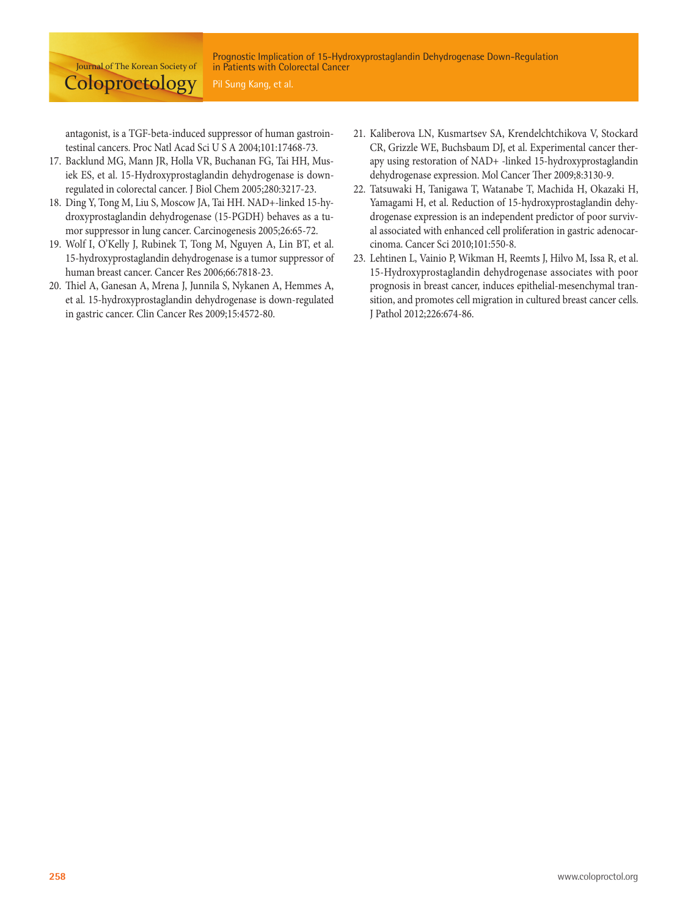antagonist, is a TGF-beta-induced suppressor of human gastrointestinal cancers. Proc Natl Acad Sci U S A 2004;101:17468-73.

17. Backlund MG, Mann JR, Holla VR, Buchanan FG, Tai HH, Musiek ES, et al. 15-Hydroxyprostaglandin dehydrogenase is down-regulated in colorectal cancer. J Biol Chem 2005;280:3217-23.
18. Ding Y, Tong M, Liu S, Moscow JA, Tai HH. NAD+-linked 15-hydroxyprostaglandin dehydrogenase (15-PGDH) behaves as a tumor suppressor in lung cancer. Carcinogenesis 2005;26:65-72.
19. Wolf I, O'Kelly J, Rubinek T, Tong M, Nguyen A, Lin BT, et al. 15-hydroxyprostaglandin dehydrogenase is a tumor suppressor of human breast cancer. Cancer Res 2006;66:7818-23.
20. Thiel A, Ganesan A, Mrena J, Junnila S, Nykanen A, Hemmes A, et al. 15-hydroxyprostaglandin dehydrogenase is down-regulated in gastric cancer. Clin Cancer Res 2009;15:4572-80.
21. Kaliberova LN, Kusmartsev SA, Krendelchtchikova V, Stockard CR, Grizzle WE, Buchsbaum DJ, et al. Experimental cancer therapy using restoration of NAD+ -linked 15-hydroxyprostaglandin dehydrogenase expression. Mol Cancer Ther 2009;8:3130-9.
22. Tatsuwaki H, Tanigawa T, Watanabe T, Machida H, Okazaki H, Yamagami H, et al. Reduction of 15-hydroxyprostaglandin dehydrogenase expression is an independent predictor of poor survival associated with enhanced cell proliferation in gastric adenocarcinoma. Cancer Sci 2010;101:550-8.
23. Lehtinen L, Vainio P, Wikman H, Reemts J, Hilvo M, Issa R, et al. 15-Hydroxyprostaglandin dehydrogenase associates with poor prognosis in breast cancer, induces epithelial-mesenchymal transition, and promotes cell migration in cultured breast cancer cells. J Pathol 2012;226:674-86.